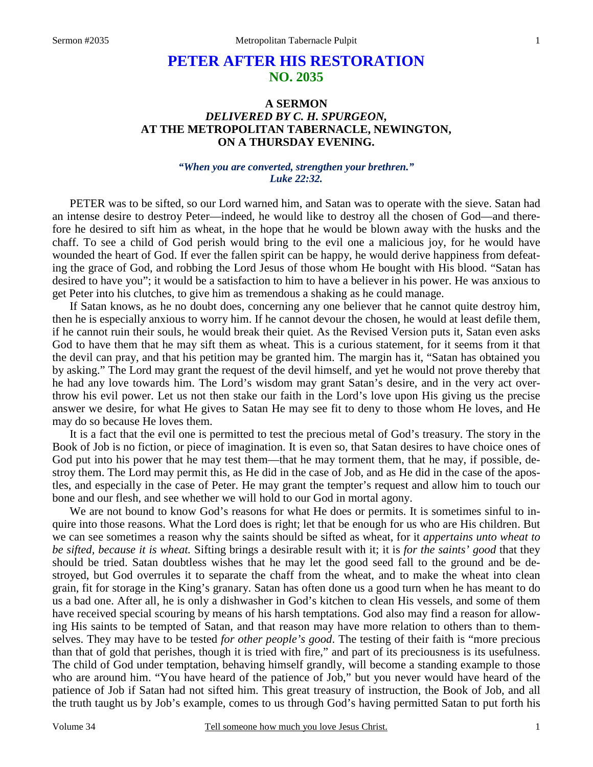# PETER AFTER HIS RESTORATION
## NO. 2035

### A SERMON
### *DELIVERED BY C. H. SPURGEON,*
### AT THE METROPOLITAN TABERNACLE, NEWINGTON,
### ON A THURSDAY EVENING.

***"When you are converted, strengthen your brethren."***
***Luke 22:32.***

PETER was to be sifted, so our Lord warned him, and Satan was to operate with the sieve. Satan had an intense desire to destroy Peter—indeed, he would like to destroy all the chosen of God—and therefore he desired to sift him as wheat, in the hope that he would be blown away with the husks and the chaff. To see a child of God perish would bring to the evil one a malicious joy, for he would have wounded the heart of God. If ever the fallen spirit can be happy, he would derive happiness from defeating the grace of God, and robbing the Lord Jesus of those whom He bought with His blood. "Satan has desired to have you"; it would be a satisfaction to him to have a believer in his power. He was anxious to get Peter into his clutches, to give him as tremendous a shaking as he could manage.

If Satan knows, as he no doubt does, concerning any one believer that he cannot quite destroy him, then he is especially anxious to worry him. If he cannot devour the chosen, he would at least defile them, if he cannot ruin their souls, he would break their quiet. As the Revised Version puts it, Satan even asks God to have them that he may sift them as wheat. This is a curious statement, for it seems from it that the devil can pray, and that his petition may be granted him. The margin has it, "Satan has obtained you by asking." The Lord may grant the request of the devil himself, and yet he would not prove thereby that he had any love towards him. The Lord's wisdom may grant Satan's desire, and in the very act overthrow his evil power. Let us not then stake our faith in the Lord's love upon His giving us the precise answer we desire, for what He gives to Satan He may see fit to deny to those whom He loves, and He may do so because He loves them.

It is a fact that the evil one is permitted to test the precious metal of God's treasury. The story in the Book of Job is no fiction, or piece of imagination. It is even so, that Satan desires to have choice ones of God put into his power that he may test them—that he may torment them, that he may, if possible, destroy them. The Lord may permit this, as He did in the case of Job, and as He did in the case of the apostles, and especially in the case of Peter. He may grant the tempter's request and allow him to touch our bone and our flesh, and see whether we will hold to our God in mortal agony.

We are not bound to know God's reasons for what He does or permits. It is sometimes sinful to inquire into those reasons. What the Lord does is right; let that be enough for us who are His children. But we can see sometimes a reason why the saints should be sifted as wheat, for it *appertains unto wheat to be sifted, because it is wheat.* Sifting brings a desirable result with it; it is *for the saints' good* that they should be tried. Satan doubtless wishes that he may let the good seed fall to the ground and be destroyed, but God overrules it to separate the chaff from the wheat, and to make the wheat into clean grain, fit for storage in the King's granary. Satan has often done us a good turn when he has meant to do us a bad one. After all, he is only a dishwasher in God's kitchen to clean His vessels, and some of them have received special scouring by means of his harsh temptations. God also may find a reason for allowing His saints to be tempted of Satan, and that reason may have more relation to others than to themselves. They may have to be tested *for other people's good*. The testing of their faith is "more precious than that of gold that perishes, though it is tried with fire," and part of its preciousness is its usefulness. The child of God under temptation, behaving himself grandly, will become a standing example to those who are around him. "You have heard of the patience of Job," but you never would have heard of the patience of Job if Satan had not sifted him. This great treasury of instruction, the Book of Job, and all the truth taught us by Job's example, comes to us through God's having permitted Satan to put forth his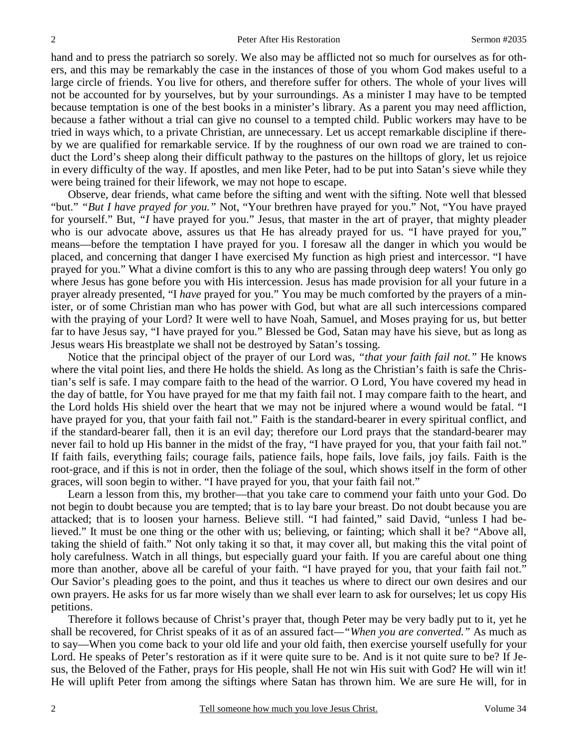hand and to press the patriarch so sorely. We also may be afflicted not so much for ourselves as for others, and this may be remarkably the case in the instances of those of you whom God makes useful to a large circle of friends. You live for others, and therefore suffer for others. The whole of your lives will not be accounted for by yourselves, but by your surroundings. As a minister I may have to be tempted because temptation is one of the best books in a minister's library. As a parent you may need affliction, because a father without a trial can give no counsel to a tempted child. Public workers may have to be tried in ways which, to a private Christian, are unnecessary. Let us accept remarkable discipline if thereby we are qualified for remarkable service. If by the roughness of our own road we are trained to conduct the Lord's sheep along their difficult pathway to the pastures on the hilltops of glory, let us rejoice in every difficulty of the way. If apostles, and men like Peter, had to be put into Satan's sieve while they were being trained for their lifework, we may not hope to escape.

Observe, dear friends, what came before the sifting and went with the sifting. Note well that blessed "but." *"But I have prayed for you."* Not, "Your brethren have prayed for you." Not, "You have prayed for yourself." But, *"I* have prayed for you." Jesus, that master in the art of prayer, that mighty pleader who is our advocate above, assures us that He has already prayed for us. "I have prayed for you," means—before the temptation I have prayed for you. I foresaw all the danger in which you would be placed, and concerning that danger I have exercised My function as high priest and intercessor. "I have prayed for you." What a divine comfort is this to any who are passing through deep waters! You only go where Jesus has gone before you with His intercession. Jesus has made provision for all your future in a prayer already presented, "I *have* prayed for you." You may be much comforted by the prayers of a minister, or of some Christian man who has power with God, but what are all such intercessions compared with the praying of your Lord? It were well to have Noah, Samuel, and Moses praying for us, but better far to have Jesus say, "I have prayed for you." Blessed be God, Satan may have his sieve, but as long as Jesus wears His breastplate we shall not be destroyed by Satan's tossing.

Notice that the principal object of the prayer of our Lord was, *"that your faith fail not."* He knows where the vital point lies, and there He holds the shield. As long as the Christian's faith is safe the Christian's self is safe. I may compare faith to the head of the warrior. O Lord, You have covered my head in the day of battle, for You have prayed for me that my faith fail not. I may compare faith to the heart, and the Lord holds His shield over the heart that we may not be injured where a wound would be fatal. "I have prayed for you, that your faith fail not." Faith is the standard-bearer in every spiritual conflict, and if the standard-bearer fall, then it is an evil day; therefore our Lord prays that the standard-bearer may never fail to hold up His banner in the midst of the fray, "I have prayed for you, that your faith fail not." If faith fails, everything fails; courage fails, patience fails, hope fails, love fails, joy fails. Faith is the root-grace, and if this is not in order, then the foliage of the soul, which shows itself in the form of other graces, will soon begin to wither. "I have prayed for you, that your faith fail not."

Learn a lesson from this, my brother—that you take care to commend your faith unto your God. Do not begin to doubt because you are tempted; that is to lay bare your breast. Do not doubt because you are attacked; that is to loosen your harness. Believe still. "I had fainted," said David, "unless I had believed." It must be one thing or the other with us; believing, or fainting; which shall it be? "Above all, taking the shield of faith." Not only taking it so that, it may cover all, but making this the vital point of holy carefulness. Watch in all things, but especially guard your faith. If you are careful about one thing more than another, above all be careful of your faith. "I have prayed for you, that your faith fail not." Our Savior's pleading goes to the point, and thus it teaches us where to direct our own desires and our own prayers. He asks for us far more wisely than we shall ever learn to ask for ourselves; let us copy His petitions.

Therefore it follows because of Christ's prayer that, though Peter may be very badly put to it, yet he shall be recovered, for Christ speaks of it as of an assured fact—*"When you are converted."* As much as to say—When you come back to your old life and your old faith, then exercise yourself usefully for your Lord. He speaks of Peter's restoration as if it were quite sure to be. And is it not quite sure to be? If Jesus, the Beloved of the Father, prays for His people, shall He not win His suit with God? He will win it! He will uplift Peter from among the siftings where Satan has thrown him. We are sure He will, for in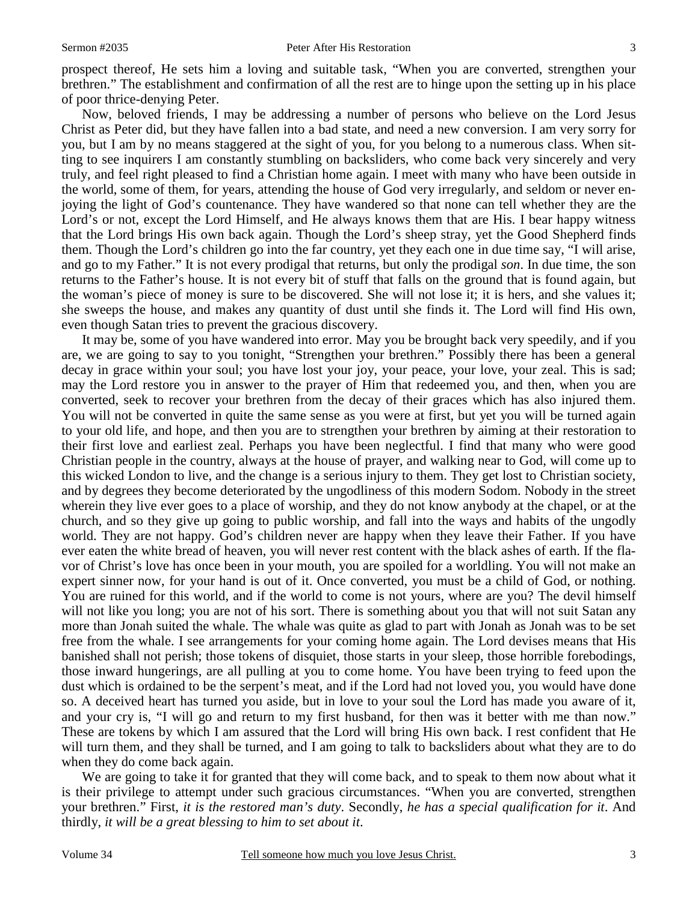prospect thereof, He sets him a loving and suitable task, "When you are converted, strengthen your brethren." The establishment and confirmation of all the rest are to hinge upon the setting up in his place of poor thrice-denying Peter.

Now, beloved friends, I may be addressing a number of persons who believe on the Lord Jesus Christ as Peter did, but they have fallen into a bad state, and need a new conversion. I am very sorry for you, but I am by no means staggered at the sight of you, for you belong to a numerous class. When sitting to see inquirers I am constantly stumbling on backsliders, who come back very sincerely and very truly, and feel right pleased to find a Christian home again. I meet with many who have been outside in the world, some of them, for years, attending the house of God very irregularly, and seldom or never enjoying the light of God's countenance. They have wandered so that none can tell whether they are the Lord's or not, except the Lord Himself, and He always knows them that are His. I bear happy witness that the Lord brings His own back again. Though the Lord's sheep stray, yet the Good Shepherd finds them. Though the Lord's children go into the far country, yet they each one in due time say, "I will arise, and go to my Father." It is not every prodigal that returns, but only the prodigal *son*. In due time, the son returns to the Father's house. It is not every bit of stuff that falls on the ground that is found again, but the woman's piece of money is sure to be discovered. She will not lose it; it is hers, and she values it; she sweeps the house, and makes any quantity of dust until she finds it. The Lord will find His own, even though Satan tries to prevent the gracious discovery.

It may be, some of you have wandered into error. May you be brought back very speedily, and if you are, we are going to say to you tonight, "Strengthen your brethren." Possibly there has been a general decay in grace within your soul; you have lost your joy, your peace, your love, your zeal. This is sad; may the Lord restore you in answer to the prayer of Him that redeemed you, and then, when you are converted, seek to recover your brethren from the decay of their graces which has also injured them. You will not be converted in quite the same sense as you were at first, but yet you will be turned again to your old life, and hope, and then you are to strengthen your brethren by aiming at their restoration to their first love and earliest zeal. Perhaps you have been neglectful. I find that many who were good Christian people in the country, always at the house of prayer, and walking near to God, will come up to this wicked London to live, and the change is a serious injury to them. They get lost to Christian society, and by degrees they become deteriorated by the ungodliness of this modern Sodom. Nobody in the street wherein they live ever goes to a place of worship, and they do not know anybody at the chapel, or at the church, and so they give up going to public worship, and fall into the ways and habits of the ungodly world. They are not happy. God's children never are happy when they leave their Father. If you have ever eaten the white bread of heaven, you will never rest content with the black ashes of earth. If the flavor of Christ's love has once been in your mouth, you are spoiled for a worldling. You will not make an expert sinner now, for your hand is out of it. Once converted, you must be a child of God, or nothing. You are ruined for this world, and if the world to come is not yours, where are you? The devil himself will not like you long; you are not of his sort. There is something about you that will not suit Satan any more than Jonah suited the whale. The whale was quite as glad to part with Jonah as Jonah was to be set free from the whale. I see arrangements for your coming home again. The Lord devises means that His banished shall not perish; those tokens of disquiet, those starts in your sleep, those horrible forebodings, those inward hungerings, are all pulling at you to come home. You have been trying to feed upon the dust which is ordained to be the serpent's meat, and if the Lord had not loved you, you would have done so. A deceived heart has turned you aside, but in love to your soul the Lord has made you aware of it, and your cry is, "I will go and return to my first husband, for then was it better with me than now." These are tokens by which I am assured that the Lord will bring His own back. I rest confident that He will turn them, and they shall be turned, and I am going to talk to backsliders about what they are to do when they do come back again.

We are going to take it for granted that they will come back, and to speak to them now about what it is their privilege to attempt under such gracious circumstances. "When you are converted, strengthen your brethren." First, *it is the restored man's duty*. Secondly, *he has a special qualification for it*. And thirdly, *it will be a great blessing to him to set about it*.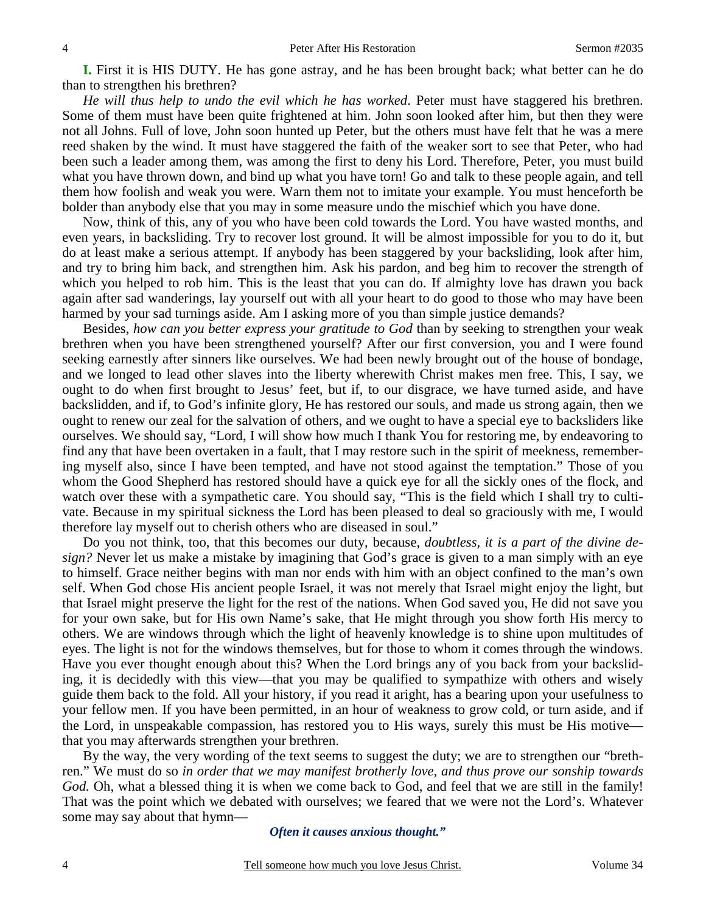**I.** First it is HIS DUTY. He has gone astray, and he has been brought back; what better can he do than to strengthen his brethren?

*He will thus help to undo the evil which he has worked*. Peter must have staggered his brethren. Some of them must have been quite frightened at him. John soon looked after him, but then they were not all Johns. Full of love, John soon hunted up Peter, but the others must have felt that he was a mere reed shaken by the wind. It must have staggered the faith of the weaker sort to see that Peter, who had been such a leader among them, was among the first to deny his Lord. Therefore, Peter, you must build what you have thrown down, and bind up what you have torn! Go and talk to these people again, and tell them how foolish and weak you were. Warn them not to imitate your example. You must henceforth be bolder than anybody else that you may in some measure undo the mischief which you have done.

Now, think of this, any of you who have been cold towards the Lord. You have wasted months, and even years, in backsliding. Try to recover lost ground. It will be almost impossible for you to do it, but do at least make a serious attempt. If anybody has been staggered by your backsliding, look after him, and try to bring him back, and strengthen him. Ask his pardon, and beg him to recover the strength of which you helped to rob him. This is the least that you can do. If almighty love has drawn you back again after sad wanderings, lay yourself out with all your heart to do good to those who may have been harmed by your sad turnings aside. Am I asking more of you than simple justice demands?

Besides, *how can you better express your gratitude to God* than by seeking to strengthen your weak brethren when you have been strengthened yourself? After our first conversion, you and I were found seeking earnestly after sinners like ourselves. We had been newly brought out of the house of bondage, and we longed to lead other slaves into the liberty wherewith Christ makes men free. This, I say, we ought to do when first brought to Jesus' feet, but if, to our disgrace, we have turned aside, and have backslidden, and if, to God's infinite glory, He has restored our souls, and made us strong again, then we ought to renew our zeal for the salvation of others, and we ought to have a special eye to backsliders like ourselves. We should say, "Lord, I will show how much I thank You for restoring me, by endeavoring to find any that have been overtaken in a fault, that I may restore such in the spirit of meekness, remembering myself also, since I have been tempted, and have not stood against the temptation." Those of you whom the Good Shepherd has restored should have a quick eye for all the sickly ones of the flock, and watch over these with a sympathetic care. You should say, "This is the field which I shall try to cultivate. Because in my spiritual sickness the Lord has been pleased to deal so graciously with me, I would therefore lay myself out to cherish others who are diseased in soul."

Do you not think, too, that this becomes our duty, because, *doubtless, it is a part of the divine design?* Never let us make a mistake by imagining that God's grace is given to a man simply with an eye to himself. Grace neither begins with man nor ends with him with an object confined to the man's own self. When God chose His ancient people Israel, it was not merely that Israel might enjoy the light, but that Israel might preserve the light for the rest of the nations. When God saved you, He did not save you for your own sake, but for His own Name's sake, that He might through you show forth His mercy to others. We are windows through which the light of heavenly knowledge is to shine upon multitudes of eyes. The light is not for the windows themselves, but for those to whom it comes through the windows. Have you ever thought enough about this? When the Lord brings any of you back from your backsliding, it is decidedly with this view—that you may be qualified to sympathize with others and wisely guide them back to the fold. All your history, if you read it aright, has a bearing upon your usefulness to your fellow men. If you have been permitted, in an hour of weakness to grow cold, or turn aside, and if the Lord, in unspeakable compassion, has restored you to His ways, surely this must be His motive—that you may afterwards strengthen your brethren.

By the way, the very wording of the text seems to suggest the duty; we are to strengthen our "brethren." We must do so *in order that we may manifest brotherly love, and thus prove our sonship towards God.* Oh, what a blessed thing it is when we come back to God, and feel that we are still in the family! That was the point which we debated with ourselves; we feared that we were not the Lord's. Whatever some may say about that hymn—

*Often it causes anxious thought."*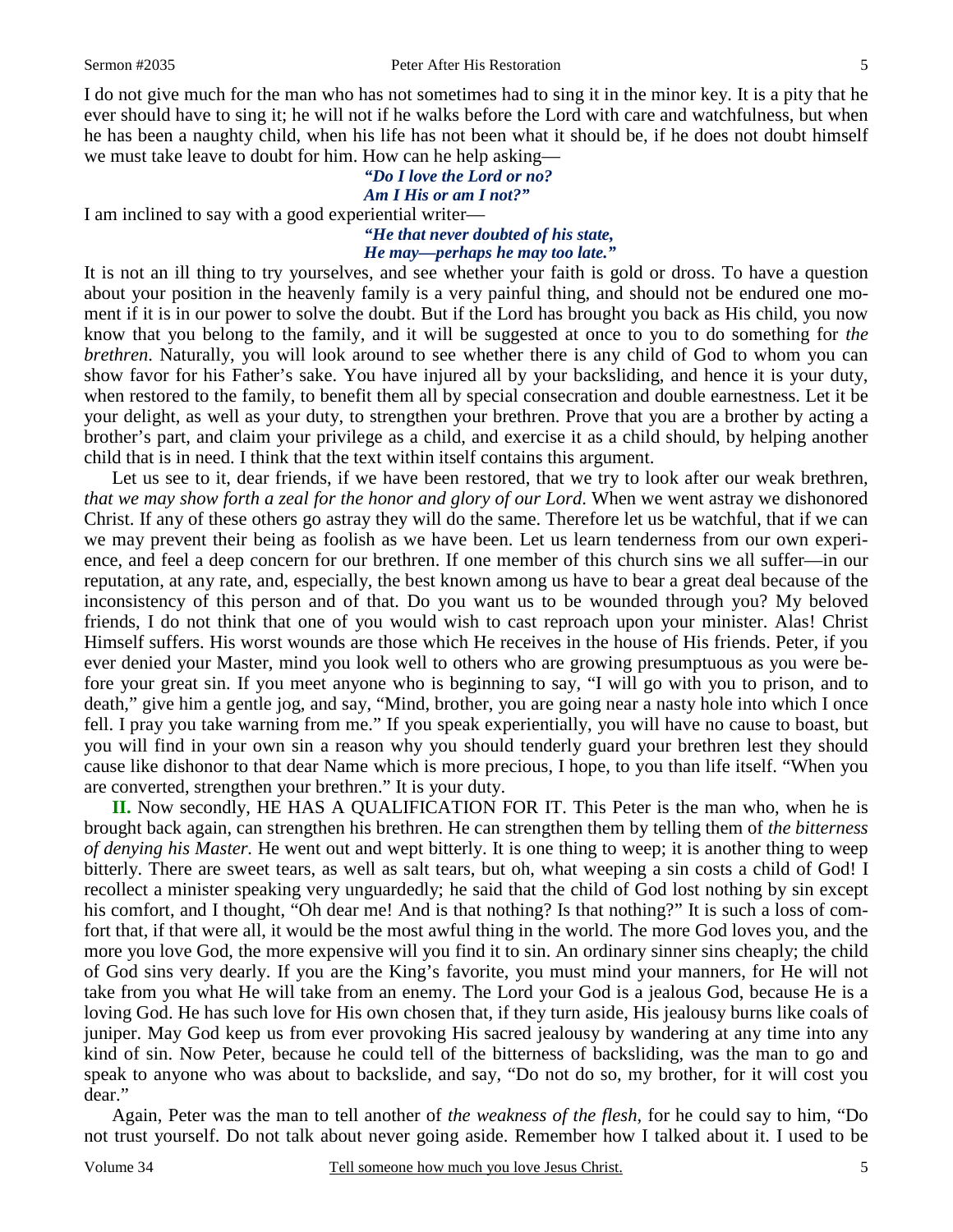I do not give much for the man who has not sometimes had to sing it in the minor key. It is a pity that he ever should have to sing it; he will not if he walks before the Lord with care and watchfulness, but when he has been a naughty child, when his life has not been what it should be, if he does not doubt himself we must take leave to doubt for him. How can he help asking—

*"Do I love the Lord or no?*
*Am I His or am I not?"*

I am inclined to say with a good experiential writer—

*"He that never doubted of his state,*
*He may—perhaps he may too late."*

It is not an ill thing to try yourselves, and see whether your faith is gold or dross. To have a question about your position in the heavenly family is a very painful thing, and should not be endured one moment if it is in our power to solve the doubt. But if the Lord has brought you back as His child, you now know that you belong to the family, and it will be suggested at once to you to do something for *the brethren*. Naturally, you will look around to see whether there is any child of God to whom you can show favor for his Father's sake. You have injured all by your backsliding, and hence it is your duty, when restored to the family, to benefit them all by special consecration and double earnestness. Let it be your delight, as well as your duty, to strengthen your brethren. Prove that you are a brother by acting a brother's part, and claim your privilege as a child, and exercise it as a child should, by helping another child that is in need. I think that the text within itself contains this argument.

Let us see to it, dear friends, if we have been restored, that we try to look after our weak brethren, *that we may show forth a zeal for the honor and glory of our Lord*. When we went astray we dishonored Christ. If any of these others go astray they will do the same. Therefore let us be watchful, that if we can we may prevent their being as foolish as we have been. Let us learn tenderness from our own experience, and feel a deep concern for our brethren. If one member of this church sins we all suffer—in our reputation, at any rate, and, especially, the best known among us have to bear a great deal because of the inconsistency of this person and of that. Do you want us to be wounded through you? My beloved friends, I do not think that one of you would wish to cast reproach upon your minister. Alas! Christ Himself suffers. His worst wounds are those which He receives in the house of His friends. Peter, if you ever denied your Master, mind you look well to others who are growing presumptuous as you were before your great sin. If you meet anyone who is beginning to say, "I will go with you to prison, and to death," give him a gentle jog, and say, "Mind, brother, you are going near a nasty hole into which I once fell. I pray you take warning from me." If you speak experientially, you will have no cause to boast, but you will find in your own sin a reason why you should tenderly guard your brethren lest they should cause like dishonor to that dear Name which is more precious, I hope, to you than life itself. "When you are converted, strengthen your brethren." It is your duty.

**II.** Now secondly, HE HAS A QUALIFICATION FOR IT. This Peter is the man who, when he is brought back again, can strengthen his brethren. He can strengthen them by telling them of *the bitterness of denying his Master*. He went out and wept bitterly. It is one thing to weep; it is another thing to weep bitterly. There are sweet tears, as well as salt tears, but oh, what weeping a sin costs a child of God! I recollect a minister speaking very unguardedly; he said that the child of God lost nothing by sin except his comfort, and I thought, "Oh dear me! And is that nothing? Is that nothing?" It is such a loss of comfort that, if that were all, it would be the most awful thing in the world. The more God loves you, and the more you love God, the more expensive will you find it to sin. An ordinary sinner sins cheaply; the child of God sins very dearly. If you are the King's favorite, you must mind your manners, for He will not take from you what He will take from an enemy. The Lord your God is a jealous God, because He is a loving God. He has such love for His own chosen that, if they turn aside, His jealousy burns like coals of juniper. May God keep us from ever provoking His sacred jealousy by wandering at any time into any kind of sin. Now Peter, because he could tell of the bitterness of backsliding, was the man to go and speak to anyone who was about to backslide, and say, "Do not do so, my brother, for it will cost you dear."

Again, Peter was the man to tell another of *the weakness of the flesh*, for he could say to him, "Do not trust yourself. Do not talk about never going aside. Remember how I talked about it. I used to be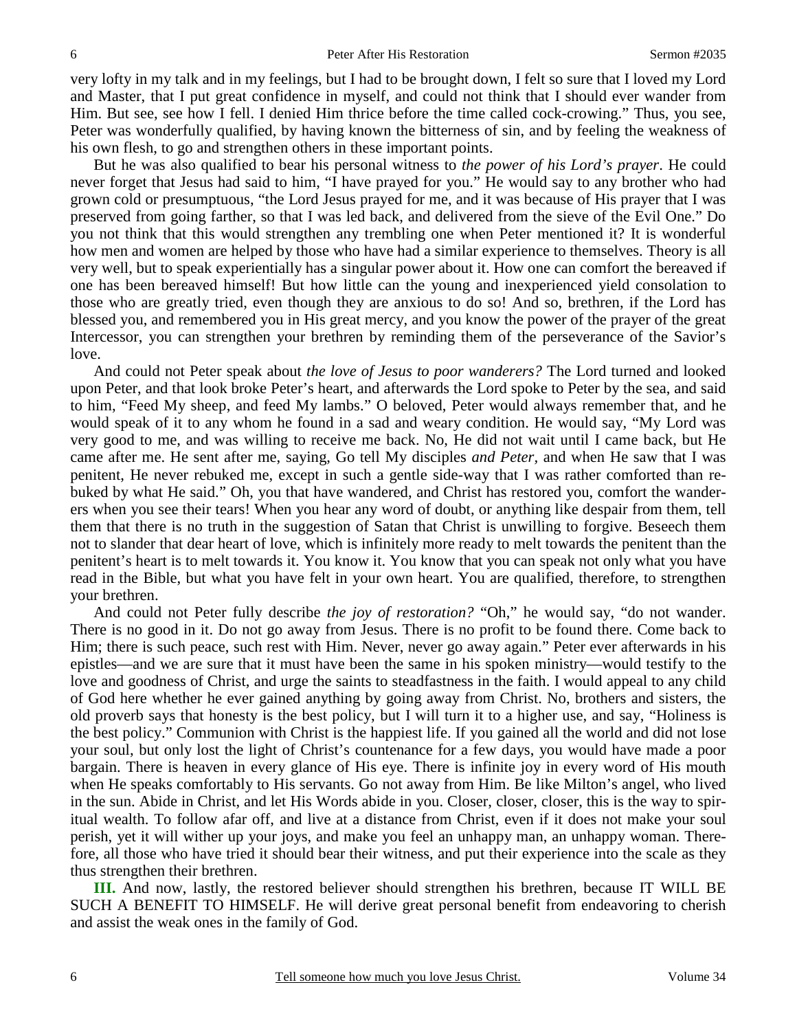very lofty in my talk and in my feelings, but I had to be brought down, I felt so sure that I loved my Lord and Master, that I put great confidence in myself, and could not think that I should ever wander from Him. But see, see how I fell. I denied Him thrice before the time called cock-crowing." Thus, you see, Peter was wonderfully qualified, by having known the bitterness of sin, and by feeling the weakness of his own flesh, to go and strengthen others in these important points.

But he was also qualified to bear his personal witness to *the power of his Lord's prayer*. He could never forget that Jesus had said to him, "I have prayed for you." He would say to any brother who had grown cold or presumptuous, "the Lord Jesus prayed for me, and it was because of His prayer that I was preserved from going farther, so that I was led back, and delivered from the sieve of the Evil One." Do you not think that this would strengthen any trembling one when Peter mentioned it? It is wonderful how men and women are helped by those who have had a similar experience to themselves. Theory is all very well, but to speak experientially has a singular power about it. How one can comfort the bereaved if one has been bereaved himself! But how little can the young and inexperienced yield consolation to those who are greatly tried, even though they are anxious to do so! And so, brethren, if the Lord has blessed you, and remembered you in His great mercy, and you know the power of the prayer of the great Intercessor, you can strengthen your brethren by reminding them of the perseverance of the Savior's love.

And could not Peter speak about *the love of Jesus to poor wanderers?* The Lord turned and looked upon Peter, and that look broke Peter's heart, and afterwards the Lord spoke to Peter by the sea, and said to him, "Feed My sheep, and feed My lambs." O beloved, Peter would always remember that, and he would speak of it to any whom he found in a sad and weary condition. He would say, "My Lord was very good to me, and was willing to receive me back. No, He did not wait until I came back, but He came after me. He sent after me, saying, Go tell My disciples *and Peter,* and when He saw that I was penitent, He never rebuked me, except in such a gentle side-way that I was rather comforted than rebuked by what He said." Oh, you that have wandered, and Christ has restored you, comfort the wanderers when you see their tears! When you hear any word of doubt, or anything like despair from them, tell them that there is no truth in the suggestion of Satan that Christ is unwilling to forgive. Beseech them not to slander that dear heart of love, which is infinitely more ready to melt towards the penitent than the penitent's heart is to melt towards it. You know it. You know that you can speak not only what you have read in the Bible, but what you have felt in your own heart. You are qualified, therefore, to strengthen your brethren.

And could not Peter fully describe *the joy of restoration?* "Oh," he would say, "do not wander. There is no good in it. Do not go away from Jesus. There is no profit to be found there. Come back to Him; there is such peace, such rest with Him. Never, never go away again." Peter ever afterwards in his epistles—and we are sure that it must have been the same in his spoken ministry—would testify to the love and goodness of Christ, and urge the saints to steadfastness in the faith. I would appeal to any child of God here whether he ever gained anything by going away from Christ. No, brothers and sisters, the old proverb says that honesty is the best policy, but I will turn it to a higher use, and say, "Holiness is the best policy." Communion with Christ is the happiest life. If you gained all the world and did not lose your soul, but only lost the light of Christ's countenance for a few days, you would have made a poor bargain. There is heaven in every glance of His eye. There is infinite joy in every word of His mouth when He speaks comfortably to His servants. Go not away from Him. Be like Milton's angel, who lived in the sun. Abide in Christ, and let His Words abide in you. Closer, closer, closer, this is the way to spiritual wealth. To follow afar off, and live at a distance from Christ, even if it does not make your soul perish, yet it will wither up your joys, and make you feel an unhappy man, an unhappy woman. Therefore, all those who have tried it should bear their witness, and put their experience into the scale as they thus strengthen their brethren.

**III.** And now, lastly, the restored believer should strengthen his brethren, because IT WILL BE SUCH A BENEFIT TO HIMSELF. He will derive great personal benefit from endeavoring to cherish and assist the weak ones in the family of God.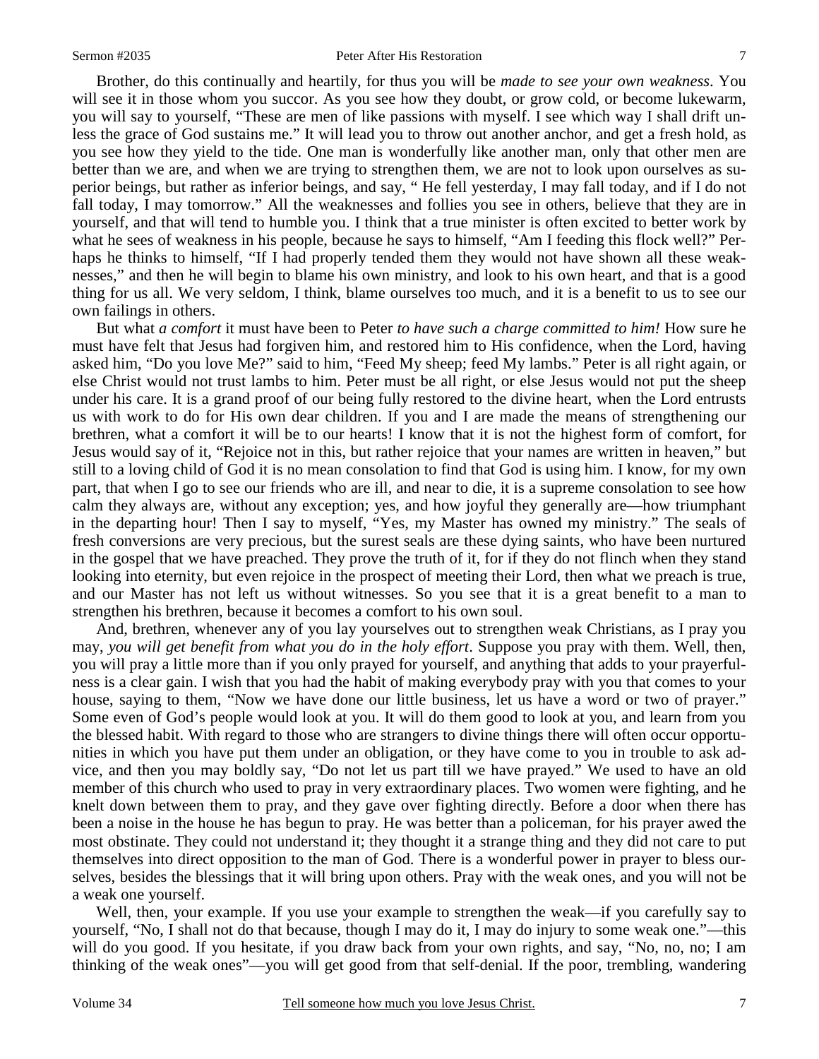Brother, do this continually and heartily, for thus you will be *made to see your own weakness*. You will see it in those whom you succor. As you see how they doubt, or grow cold, or become lukewarm, you will say to yourself, "These are men of like passions with myself. I see which way I shall drift unless the grace of God sustains me." It will lead you to throw out another anchor, and get a fresh hold, as you see how they yield to the tide. One man is wonderfully like another man, only that other men are better than we are, and when we are trying to strengthen them, we are not to look upon ourselves as superior beings, but rather as inferior beings, and say, " He fell yesterday, I may fall today, and if I do not fall today, I may tomorrow." All the weaknesses and follies you see in others, believe that they are in yourself, and that will tend to humble you. I think that a true minister is often excited to better work by what he sees of weakness in his people, because he says to himself, "Am I feeding this flock well?" Perhaps he thinks to himself, "If I had properly tended them they would not have shown all these weaknesses," and then he will begin to blame his own ministry, and look to his own heart, and that is a good thing for us all. We very seldom, I think, blame ourselves too much, and it is a benefit to us to see our own failings in others.

But what *a comfort* it must have been to Peter *to have such a charge committed to him!* How sure he must have felt that Jesus had forgiven him, and restored him to His confidence, when the Lord, having asked him, "Do you love Me?" said to him, "Feed My sheep; feed My lambs." Peter is all right again, or else Christ would not trust lambs to him. Peter must be all right, or else Jesus would not put the sheep under his care. It is a grand proof of our being fully restored to the divine heart, when the Lord entrusts us with work to do for His own dear children. If you and I are made the means of strengthening our brethren, what a comfort it will be to our hearts! I know that it is not the highest form of comfort, for Jesus would say of it, "Rejoice not in this, but rather rejoice that your names are written in heaven," but still to a loving child of God it is no mean consolation to find that God is using him. I know, for my own part, that when I go to see our friends who are ill, and near to die, it is a supreme consolation to see how calm they always are, without any exception; yes, and how joyful they generally are—how triumphant in the departing hour! Then I say to myself, "Yes, my Master has owned my ministry." The seals of fresh conversions are very precious, but the surest seals are these dying saints, who have been nurtured in the gospel that we have preached. They prove the truth of it, for if they do not flinch when they stand looking into eternity, but even rejoice in the prospect of meeting their Lord, then what we preach is true, and our Master has not left us without witnesses. So you see that it is a great benefit to a man to strengthen his brethren, because it becomes a comfort to his own soul.

And, brethren, whenever any of you lay yourselves out to strengthen weak Christians, as I pray you may, *you will get benefit from what you do in the holy effort*. Suppose you pray with them. Well, then, you will pray a little more than if you only prayed for yourself, and anything that adds to your prayerfulness is a clear gain. I wish that you had the habit of making everybody pray with you that comes to your house, saying to them, "Now we have done our little business, let us have a word or two of prayer." Some even of God's people would look at you. It will do them good to look at you, and learn from you the blessed habit. With regard to those who are strangers to divine things there will often occur opportunities in which you have put them under an obligation, or they have come to you in trouble to ask advice, and then you may boldly say, "Do not let us part till we have prayed." We used to have an old member of this church who used to pray in very extraordinary places. Two women were fighting, and he knelt down between them to pray, and they gave over fighting directly. Before a door when there has been a noise in the house he has begun to pray. He was better than a policeman, for his prayer awed the most obstinate. They could not understand it; they thought it a strange thing and they did not care to put themselves into direct opposition to the man of God. There is a wonderful power in prayer to bless ourselves, besides the blessings that it will bring upon others. Pray with the weak ones, and you will not be a weak one yourself.

Well, then, your example. If you use your example to strengthen the weak—if you carefully say to yourself, "No, I shall not do that because, though I may do it, I may do injury to some weak one."—this will do you good. If you hesitate, if you draw back from your own rights, and say, "No, no, no; I am thinking of the weak ones"—you will get good from that self-denial. If the poor, trembling, wandering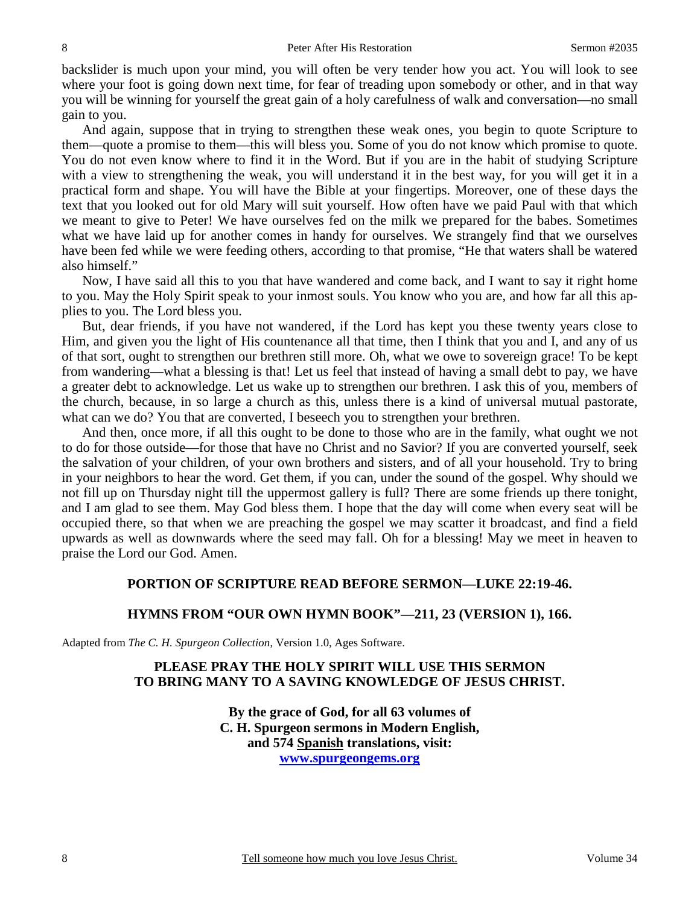backslider is much upon your mind, you will often be very tender how you act. You will look to see where your foot is going down next time, for fear of treading upon somebody or other, and in that way you will be winning for yourself the great gain of a holy carefulness of walk and conversation—no small gain to you.

And again, suppose that in trying to strengthen these weak ones, you begin to quote Scripture to them—quote a promise to them—this will bless you. Some of you do not know which promise to quote. You do not even know where to find it in the Word. But if you are in the habit of studying Scripture with a view to strengthening the weak, you will understand it in the best way, for you will get it in a practical form and shape. You will have the Bible at your fingertips. Moreover, one of these days the text that you looked out for old Mary will suit yourself. How often have we paid Paul with that which we meant to give to Peter! We have ourselves fed on the milk we prepared for the babes. Sometimes what we have laid up for another comes in handy for ourselves. We strangely find that we ourselves have been fed while we were feeding others, according to that promise, "He that waters shall be watered also himself."

Now, I have said all this to you that have wandered and come back, and I want to say it right home to you. May the Holy Spirit speak to your inmost souls. You know who you are, and how far all this applies to you. The Lord bless you.

But, dear friends, if you have not wandered, if the Lord has kept you these twenty years close to Him, and given you the light of His countenance all that time, then I think that you and I, and any of us of that sort, ought to strengthen our brethren still more. Oh, what we owe to sovereign grace! To be kept from wandering—what a blessing is that! Let us feel that instead of having a small debt to pay, we have a greater debt to acknowledge. Let us wake up to strengthen our brethren. I ask this of you, members of the church, because, in so large a church as this, unless there is a kind of universal mutual pastorate, what can we do? You that are converted, I beseech you to strengthen your brethren.

And then, once more, if all this ought to be done to those who are in the family, what ought we not to do for those outside—for those that have no Christ and no Savior? If you are converted yourself, seek the salvation of your children, of your own brothers and sisters, and of all your household. Try to bring in your neighbors to hear the word. Get them, if you can, under the sound of the gospel. Why should we not fill up on Thursday night till the uppermost gallery is full? There are some friends up there tonight, and I am glad to see them. May God bless them. I hope that the day will come when every seat will be occupied there, so that when we are preaching the gospel we may scatter it broadcast, and find a field upwards as well as downwards where the seed may fall. Oh for a blessing! May we meet in heaven to praise the Lord our God. Amen.

**PORTION OF SCRIPTURE READ BEFORE SERMON—LUKE 22:19-46.**

**HYMNS FROM "OUR OWN HYMN BOOK"—211, 23 (VERSION 1), 166.**

Adapted from *The C. H. Spurgeon Collection*, Version 1.0, Ages Software.

**PLEASE PRAY THE HOLY SPIRIT WILL USE THIS SERMON TO BRING MANY TO A SAVING KNOWLEDGE OF JESUS CHRIST.**

**By the grace of God, for all 63 volumes of C. H. Spurgeon sermons in Modern English, and 574 Spanish translations, visit: www.spurgeongems.org**

Tell someone how much you love Jesus Christ.